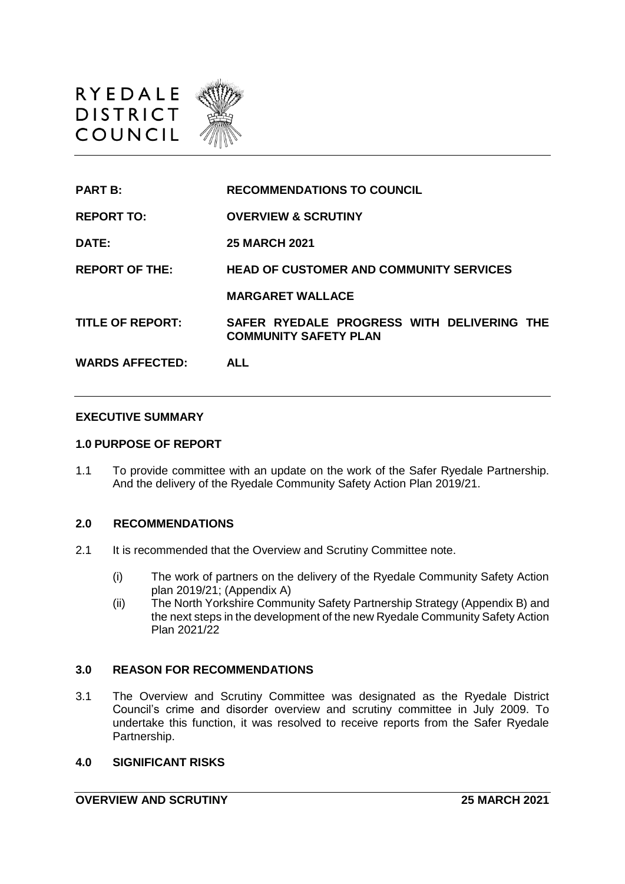RYEDALE DISTRICT COUNCIL

| | |
|---|---|
| **PART B:** | **RECOMMENDATIONS TO COUNCIL** |
| **REPORT TO:** | **OVERVIEW & SCRUTINY** |
| **DATE:** | **25 MARCH 2021** |
| **REPORT OF THE:** | **HEAD OF CUSTOMER AND COMMUNITY SERVICES** |
| | **MARGARET WALLACE** |
| **TITLE OF REPORT:** | **SAFER RYEDALE PROGRESS WITH DELIVERING THE COMMUNITY SAFETY PLAN** |
| **WARDS AFFECTED:** | **ALL** |

## EXECUTIVE SUMMARY

### 1.0 PURPOSE OF REPORT

1.1 To provide committee with an update on the work of the Safer Ryedale Partnership. And the delivery of the Ryedale Community Safety Action Plan 2019/21.

### 2.0 RECOMMENDATIONS

2.1 It is recommended that the Overview and Scrutiny Committee note.

(i) The work of partners on the delivery of the Ryedale Community Safety Action plan 2019/21; (Appendix A)

(ii) The North Yorkshire Community Safety Partnership Strategy (Appendix B) and the next steps in the development of the new Ryedale Community Safety Action Plan 2021/22

### 3.0 REASON FOR RECOMMENDATIONS

3.1 The Overview and Scrutiny Committee was designated as the Ryedale District Council's crime and disorder overview and scrutiny committee in July 2009. To undertake this function, it was resolved to receive reports from the Safer Ryedale Partnership.

### 4.0 SIGNIFICANT RISKS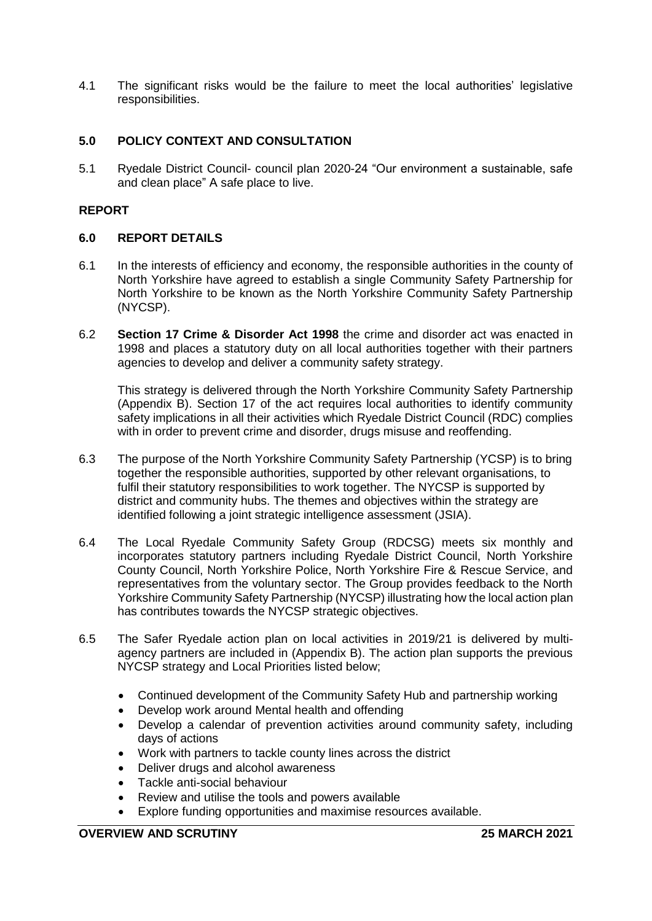4.1 The significant risks would be the failure to meet the local authorities' legislative responsibilities.

## 5.0 POLICY CONTEXT AND CONSULTATION

5.1 Ryedale District Council- council plan 2020-24 "Our environment a sustainable, safe and clean place" A safe place to live.

## REPORT

## 6.0 REPORT DETAILS

6.1 In the interests of efficiency and economy, the responsible authorities in the county of North Yorkshire have agreed to establish a single Community Safety Partnership for North Yorkshire to be known as the North Yorkshire Community Safety Partnership (NYCSP).

6.2 **Section 17 Crime & Disorder Act 1998** the crime and disorder act was enacted in 1998 and places a statutory duty on all local authorities together with their partners agencies to develop and deliver a community safety strategy.

This strategy is delivered through the North Yorkshire Community Safety Partnership (Appendix B). Section 17 of the act requires local authorities to identify community safety implications in all their activities which Ryedale District Council (RDC) complies with in order to prevent crime and disorder, drugs misuse and reoffending.

6.3 The purpose of the North Yorkshire Community Safety Partnership (YCSP) is to bring together the responsible authorities, supported by other relevant organisations, to fulfil their statutory responsibilities to work together. The NYCSP is supported by district and community hubs. The themes and objectives within the strategy are identified following a joint strategic intelligence assessment (JSIA).

6.4 The Local Ryedale Community Safety Group (RDCSG) meets six monthly and incorporates statutory partners including Ryedale District Council, North Yorkshire County Council, North Yorkshire Police, North Yorkshire Fire & Rescue Service, and representatives from the voluntary sector. The Group provides feedback to the North Yorkshire Community Safety Partnership (NYCSP) illustrating how the local action plan has contributes towards the NYCSP strategic objectives.

6.5 The Safer Ryedale action plan on local activities in 2019/21 is delivered by multi-agency partners are included in (Appendix B). The action plan supports the previous NYCSP strategy and Local Priorities listed below;

- Continued development of the Community Safety Hub and partnership working
- Develop work around Mental health and offending
- Develop a calendar of prevention activities around community safety, including days of actions
- Work with partners to tackle county lines across the district
- Deliver drugs and alcohol awareness
- Tackle anti-social behaviour
- Review and utilise the tools and powers available
- Explore funding opportunities and maximise resources available.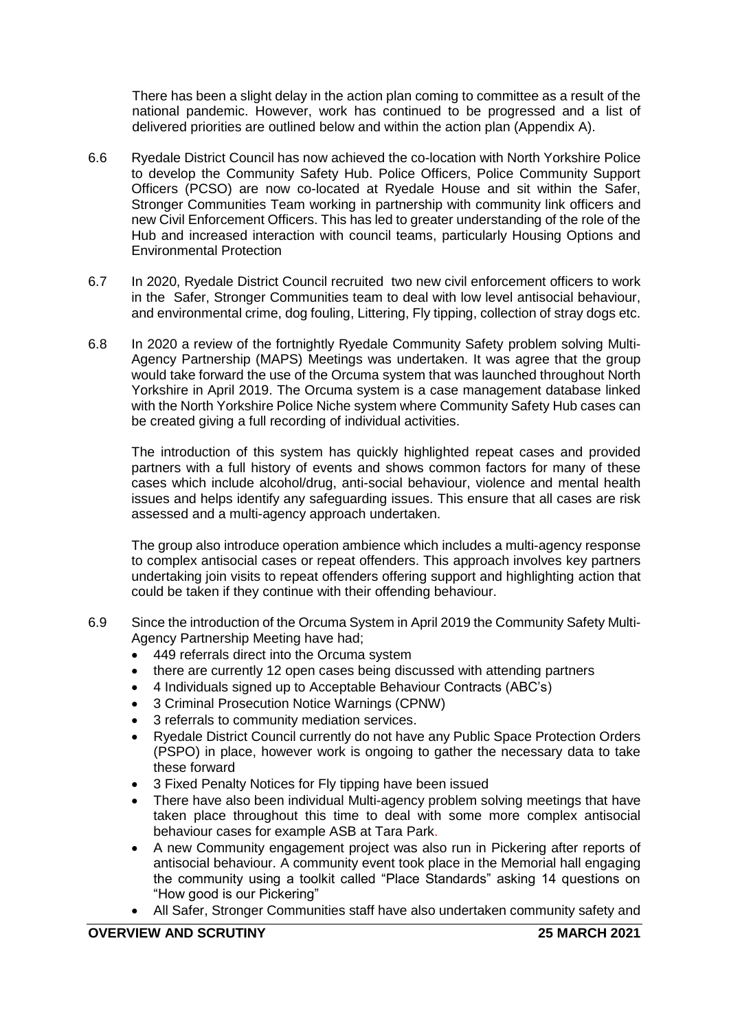There has been a slight delay in the action plan coming to committee as a result of the national pandemic. However, work has continued to be progressed and a list of delivered priorities are outlined below and within the action plan (Appendix A).

6.6 Ryedale District Council has now achieved the co-location with North Yorkshire Police to develop the Community Safety Hub. Police Officers, Police Community Support Officers (PCSO) are now co-located at Ryedale House and sit within the Safer, Stronger Communities Team working in partnership with community link officers and new Civil Enforcement Officers. This has led to greater understanding of the role of the Hub and increased interaction with council teams, particularly Housing Options and Environmental Protection

6.7 In 2020, Ryedale District Council recruited two new civil enforcement officers to work in the Safer, Stronger Communities team to deal with low level antisocial behaviour, and environmental crime, dog fouling, Littering, Fly tipping, collection of stray dogs etc.

6.8 In 2020 a review of the fortnightly Ryedale Community Safety problem solving Multi-Agency Partnership (MAPS) Meetings was undertaken. It was agree that the group would take forward the use of the Orcuma system that was launched throughout North Yorkshire in April 2019. The Orcuma system is a case management database linked with the North Yorkshire Police Niche system where Community Safety Hub cases can be created giving a full recording of individual activities.

The introduction of this system has quickly highlighted repeat cases and provided partners with a full history of events and shows common factors for many of these cases which include alcohol/drug, anti-social behaviour, violence and mental health issues and helps identify any safeguarding issues. This ensure that all cases are risk assessed and a multi-agency approach undertaken.

The group also introduce operation ambience which includes a multi-agency response to complex antisocial cases or repeat offenders. This approach involves key partners undertaking join visits to repeat offenders offering support and highlighting action that could be taken if they continue with their offending behaviour.

6.9 Since the introduction of the Orcuma System in April 2019 the Community Safety Multi-Agency Partnership Meeting have had;

- 449 referrals direct into the Orcuma system
- there are currently 12 open cases being discussed with attending partners
- 4 Individuals signed up to Acceptable Behaviour Contracts (ABC's)
- 3 Criminal Prosecution Notice Warnings (CPNW)
- 3 referrals to community mediation services.
- Ryedale District Council currently do not have any Public Space Protection Orders (PSPO) in place, however work is ongoing to gather the necessary data to take these forward
- 3 Fixed Penalty Notices for Fly tipping have been issued
- There have also been individual Multi-agency problem solving meetings that have taken place throughout this time to deal with some more complex antisocial behaviour cases for example ASB at Tara Park.
- A new Community engagement project was also run in Pickering after reports of antisocial behaviour. A community event took place in the Memorial hall engaging the community using a toolkit called "Place Standards" asking 14 questions on "How good is our Pickering"
- All Safer, Stronger Communities staff have also undertaken community safety and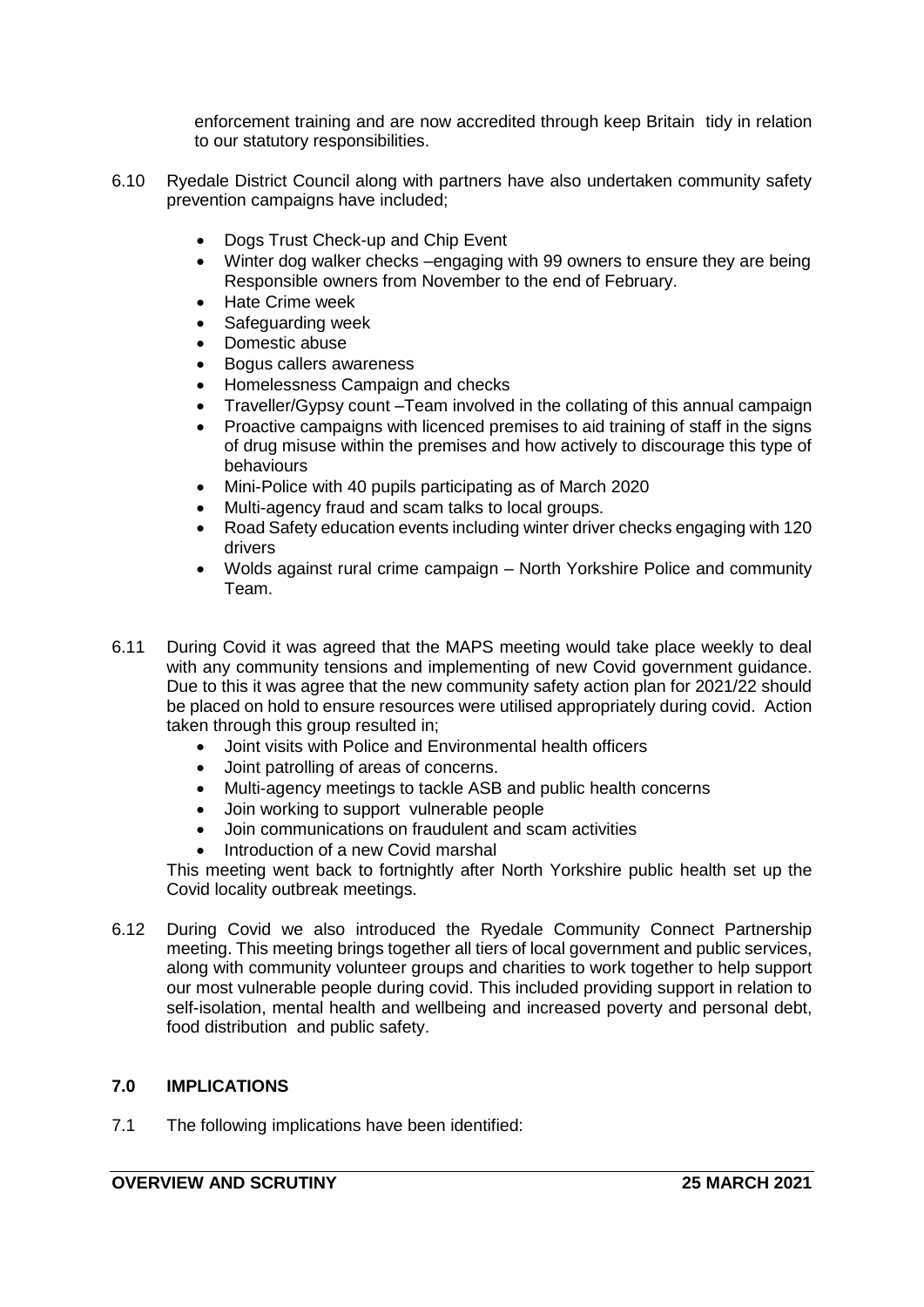enforcement training and are now accredited through keep Britain tidy in relation to our statutory responsibilities.

6.10 Ryedale District Council along with partners have also undertaken community safety prevention campaigns have included;

- Dogs Trust Check-up and Chip Event
- Winter dog walker checks –engaging with 99 owners to ensure they are being Responsible owners from November to the end of February.
- Hate Crime week
- Safeguarding week
- Domestic abuse
- Bogus callers awareness
- Homelessness Campaign and checks
- Traveller/Gypsy count –Team involved in the collating of this annual campaign
- Proactive campaigns with licenced premises to aid training of staff in the signs of drug misuse within the premises and how actively to discourage this type of behaviours
- Mini-Police with 40 pupils participating as of March 2020
- Multi-agency fraud and scam talks to local groups.
- Road Safety education events including winter driver checks engaging with 120 drivers
- Wolds against rural crime campaign – North Yorkshire Police and community Team.

6.11 During Covid it was agreed that the MAPS meeting would take place weekly to deal with any community tensions and implementing of new Covid government guidance. Due to this it was agree that the new community safety action plan for 2021/22 should be placed on hold to ensure resources were utilised appropriately during covid. Action taken through this group resulted in;

- Joint visits with Police and Environmental health officers
- Joint patrolling of areas of concerns.
- Multi-agency meetings to tackle ASB and public health concerns
- Join working to support vulnerable people
- Join communications on fraudulent and scam activities
- Introduction of a new Covid marshal

This meeting went back to fortnightly after North Yorkshire public health set up the Covid locality outbreak meetings.

6.12 During Covid we also introduced the Ryedale Community Connect Partnership meeting. This meeting brings together all tiers of local government and public services, along with community volunteer groups and charities to work together to help support our most vulnerable people during covid. This included providing support in relation to self-isolation, mental health and wellbeing and increased poverty and personal debt, food distribution and public safety.

## 7.0 IMPLICATIONS

7.1 The following implications have been identified: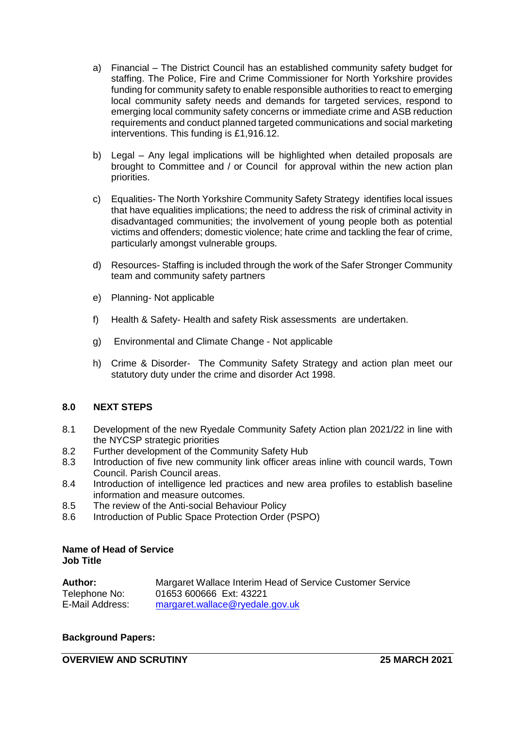a) Financial – The District Council has an established community safety budget for staffing. The Police, Fire and Crime Commissioner for North Yorkshire provides funding for community safety to enable responsible authorities to react to emerging local community safety needs and demands for targeted services, respond to emerging local community safety concerns or immediate crime and ASB reduction requirements and conduct planned targeted communications and social marketing interventions. This funding is £1,916.12.

b) Legal – Any legal implications will be highlighted when detailed proposals are brought to Committee and / or Council for approval within the new action plan priorities.

c) Equalities- The North Yorkshire Community Safety Strategy identifies local issues that have equalities implications; the need to address the risk of criminal activity in disadvantaged communities; the involvement of young people both as potential victims and offenders; domestic violence; hate crime and tackling the fear of crime, particularly amongst vulnerable groups.

d) Resources- Staffing is included through the work of the Safer Stronger Community team and community safety partners

e) Planning- Not applicable

f) Health & Safety- Health and safety Risk assessments are undertaken.

g) Environmental and Climate Change - Not applicable

h) Crime & Disorder- The Community Safety Strategy and action plan meet our statutory duty under the crime and disorder Act 1998.

## 8.0 NEXT STEPS

8.1 Development of the new Ryedale Community Safety Action plan 2021/22 in line with the NYCSP strategic priorities

8.2 Further development of the Community Safety Hub

8.3 Introduction of five new community link officer areas inline with council wards, Town Council. Parish Council areas.

8.4 Introduction of intelligence led practices and new area profiles to establish baseline information and measure outcomes.

8.5 The review of the Anti-social Behaviour Policy

8.6 Introduction of Public Space Protection Order (PSPO)

**Name of Head of Service**
**Job Title**

| | |
|---|---|
| **Author:** | Margaret Wallace Interim Head of Service Customer Service |
| Telephone No: | 01653 600666 Ext: 43221 |
| E-Mail Address: | margaret.wallace@ryedale.gov.uk |

**Background Papers:**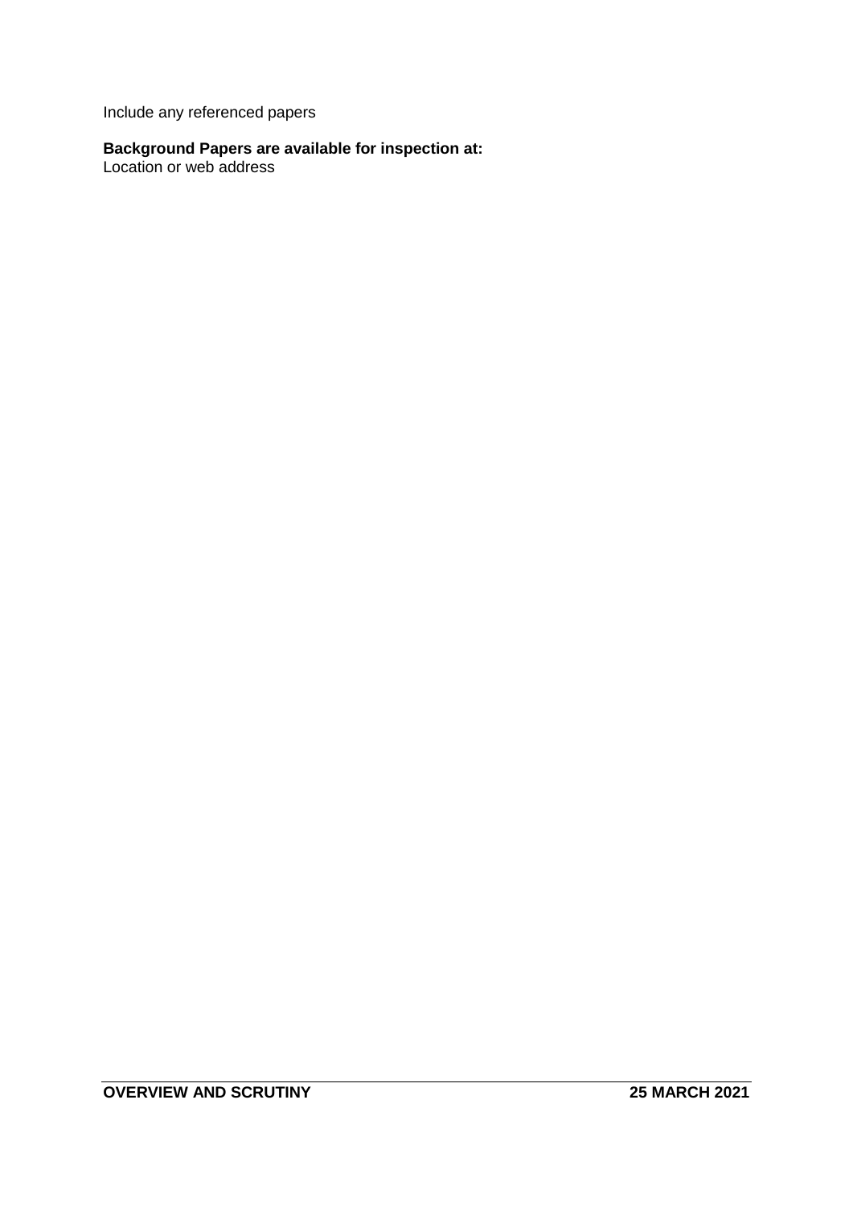Include any referenced papers

**Background Papers are available for inspection at:**
Location or web address